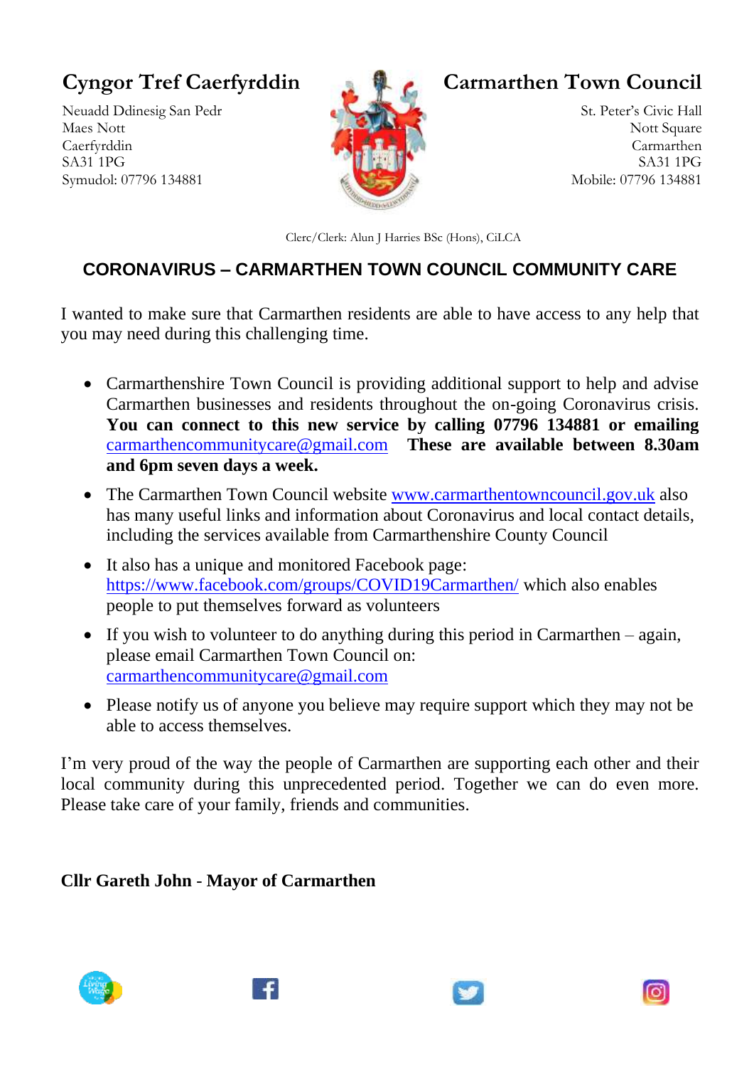**Cyngor Tref Caerfyrddin**

Neuadd Ddinesig San Pedr
Maes Nott
Caerfyrddin
SA31 1PG
Symudol: 07796 134881

**Carmarthen Town Council**

St. Peter's Civic Hall
Nott Square
Carmarthen
SA31 1PG
Mobile: 07796 134881

Clerc/Clerk: Alun J Harries BSc (Hons), CiLCA

## CORONAVIRUS – CARMARTHEN TOWN COUNCIL COMMUNITY CARE

I wanted to make sure that Carmarthen residents are able to have access to any help that you may need during this challenging time.

- Carmarthenshire Town Council is providing additional support to help and advise Carmarthen businesses and residents throughout the on-going Coronavirus crisis. **You can connect to this new service by calling 07796 134881 or emailing** carmarthencommunitycare@gmail.com **These are available between 8.30am and 6pm seven days a week.**
- The Carmarthen Town Council website www.carmarthentowncouncil.gov.uk also has many useful links and information about Coronavirus and local contact details, including the services available from Carmarthenshire County Council
- It also has a unique and monitored Facebook page: https://www.facebook.com/groups/COVID19Carmarthen/ which also enables people to put themselves forward as volunteers
- If you wish to volunteer to do anything during this period in Carmarthen – again, please email Carmarthen Town Council on: carmarthencommunitycare@gmail.com
- Please notify us of anyone you believe may require support which they may not be able to access themselves.

I'm very proud of the way the people of Carmarthen are supporting each other and their local community during this unprecedented period. Together we can do even more. Please take care of your family, friends and communities.

**Cllr Gareth John - Mayor of Carmarthen**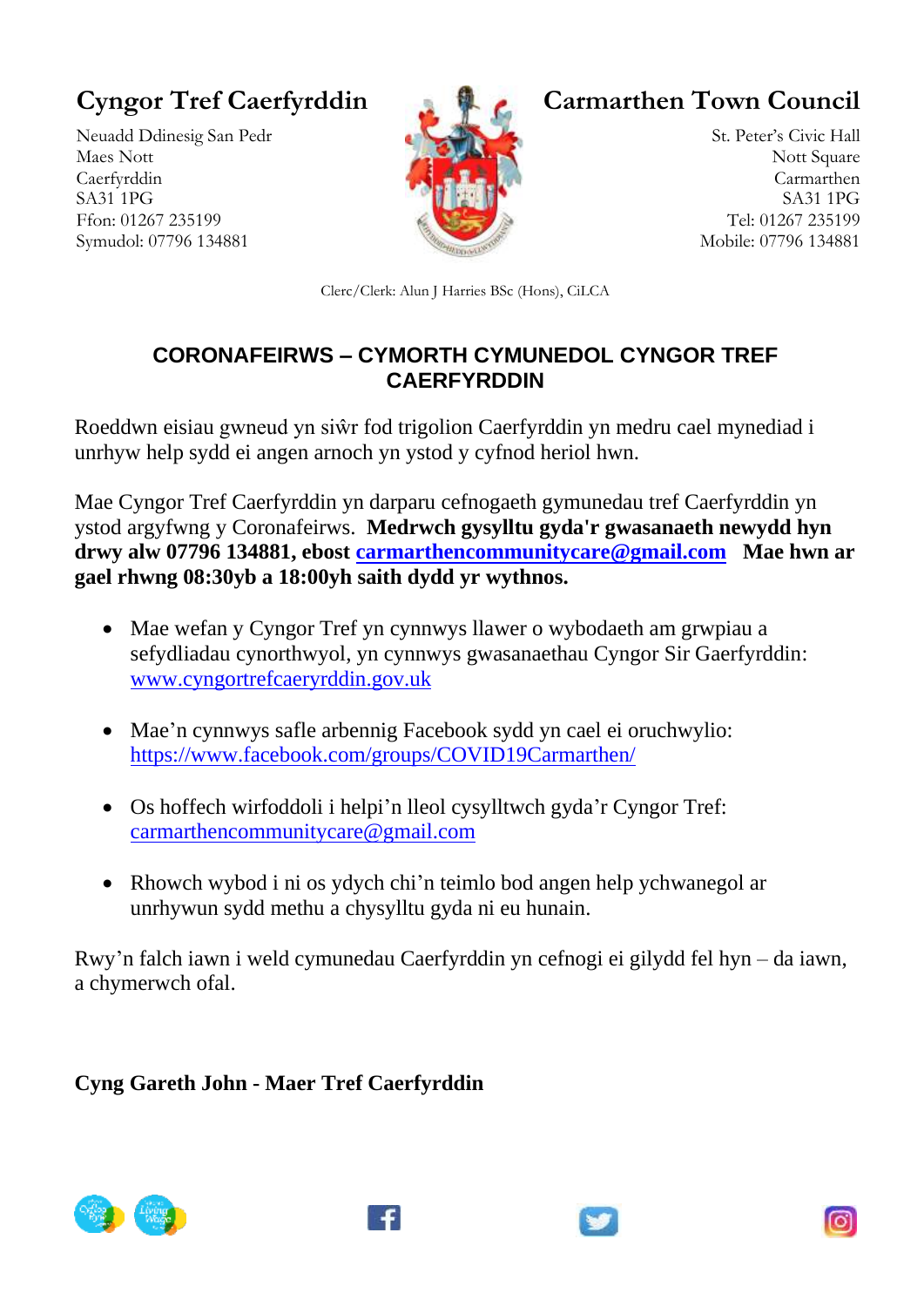**Cyngor Tref Caerfyrddin**

Neuadd Ddinesig San Pedr
Maes Nott
Caerfyrddin
SA31 1PG
Ffon: 01267 235199
Symudol: 07796 134881

**Carmarthen Town Council**

St. Peter's Civic Hall
Nott Square
Carmarthen
SA31 1PG
Tel: 01267 235199
Mobile: 07796 134881

Clerc/Clerk: Alun J Harries BSc (Hons), CiLCA

## CORONAFEIRWS – CYMORTH CYMUNEDOL CYNGOR TREF CAERFYRDDIN

Roeddwn eisiau gwneud yn siŵr fod trigolion Caerfyrddin yn medru cael mynediad i unrhyw help sydd ei angen arnoch yn ystod y cyfnod heriol hwn.

Mae Cyngor Tref Caerfyrddin yn darparu cefnogaeth gymunedau tref Caerfyrddin yn ystod argyfwng y Coronafeirws. **Medrwch gysylltu gyda'r gwasanaeth newydd hyn drwy alw 07796 134881, ebost carmarthencommunitycare@gmail.com Mae hwn ar gael rhwng 08:30yb a 18:00yh saith dydd yr wythnos.**

- Mae wefan y Cyngor Tref yn cynnwys llawer o wybodaeth am grwpiau a sefydliadau cynorthwyol, yn cynnwys gwasanaethau Cyngor Sir Gaerfyrddin: www.cyngortrefcaeryrddin.gov.uk

- Mae'n cynnwys safle arbennig Facebook sydd yn cael ei oruchwylio: https://www.facebook.com/groups/COVID19Carmarthen/

- Os hoffech wirfoddoli i helpi'n lleol cysylltwch gyda'r Cyngor Tref: carmarthencommunitycare@gmail.com

- Rhowch wybod i ni os ydych chi'n teimlo bod angen help ychwanegol ar unrhywun sydd methu a chysylltu gyda ni eu hunain.

Rwy'n falch iawn i weld cymunedau Caerfyrddin yn cefnogi ei gilydd fel hyn – da iawn, a chymerwch ofal.

**Cyng Gareth John - Maer Tref Caerfyrddin**